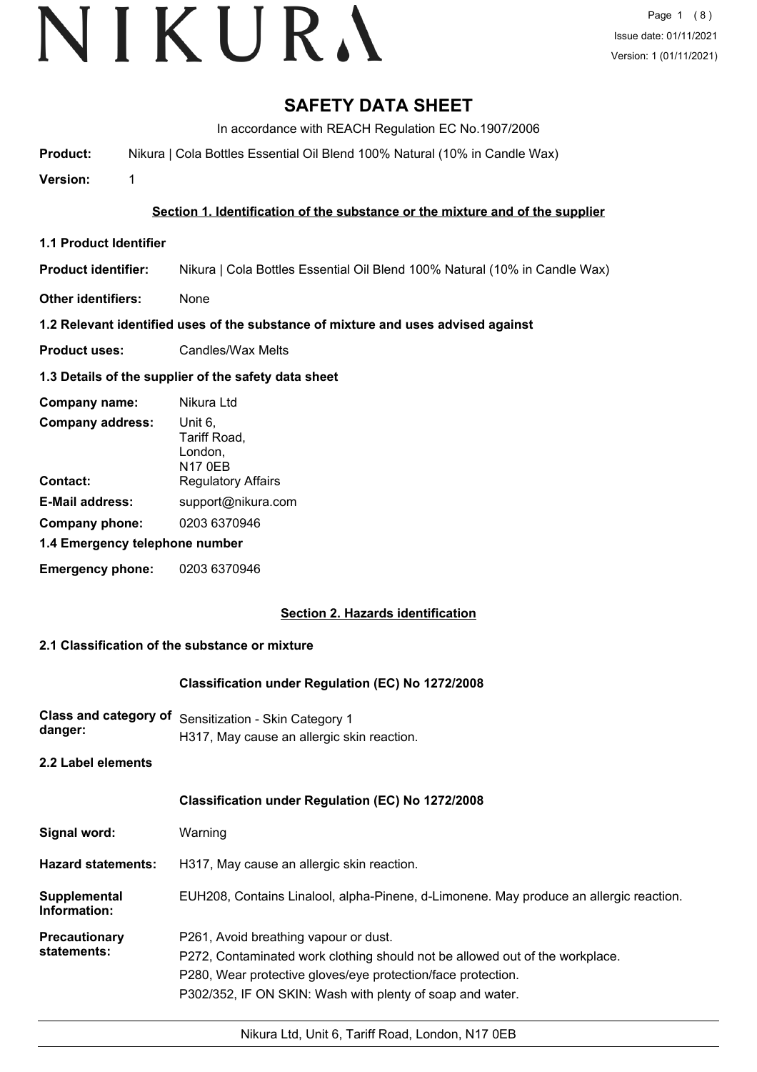# SAFETY DATA SHEET

In accordance with REACH Regulation EC No.1907/2006

**Product:** Nikura | Cola Bottles Essential Oil Blend 100% Natural (10% in Candle Wax)

**Version:** 1

## Section 1. Identification of the substance or the mixture and of the supplier

### 1.1 Product Identifier

**Product identifier:** Nikura | Cola Bottles Essential Oil Blend 100% Natural (10% in Candle Wax)

**Other identifiers:** None

### 1.2 Relevant identified uses of the substance of mixture and uses advised against

**Product uses:** Candles/Wax Melts

### 1.3 Details of the supplier of the safety data sheet

**Company name:** Nikura Ltd

**Company address:** Unit 6,
Tariff Road,
London,
N17 0EB

**Contact:** Regulatory Affairs

**E-Mail address:** support@nikura.com

**Company phone:** 0203 6370946

### 1.4 Emergency telephone number

**Emergency phone:** 0203 6370946

## Section 2. Hazards identification

### 2.1 Classification of the substance or mixture

**Classification under Regulation (EC) No 1272/2008**

**Class and category of danger:** Sensitization - Skin Category 1
H317, May cause an allergic skin reaction.

### 2.2 Label elements

**Classification under Regulation (EC) No 1272/2008**

**Signal word:** Warning

**Hazard statements:** H317, May cause an allergic skin reaction.

**Supplemental Information:** EUH208, Contains Linalool, alpha-Pinene, d-Limonene. May produce an allergic reaction.

**Precautionary statements:**
P261, Avoid breathing vapour or dust.
P272, Contaminated work clothing should not be allowed out of the workplace.
P280, Wear protective gloves/eye protection/face protection.
P302/352, IF ON SKIN: Wash with plenty of soap and water.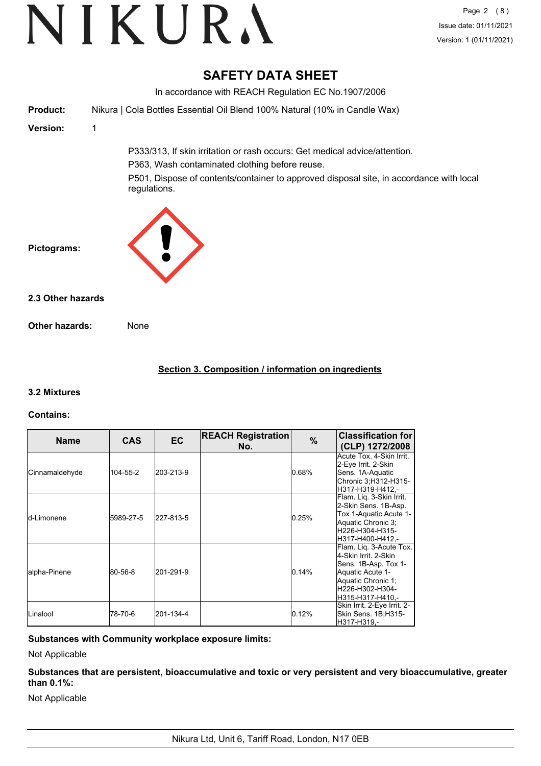**SAFETY DATA SHEET**

In accordance with REACH Regulation EC No.1907/2006

**Product:** Nikura | Cola Bottles Essential Oil Blend 100% Natural (10% in Candle Wax)

**Version:** 1

P333/313, If skin irritation or rash occurs: Get medical advice/attention.

P363, Wash contaminated clothing before reuse.

P501, Dispose of contents/container to approved disposal site, in accordance with local regulations.

**Pictograms:**

### 2.3 Other hazards

**Other hazards:** None

## Section 3. Composition / information on ingredients

### 3.2 Mixtures

**Contains:**

| Name | CAS | EC | REACH Registration No. | % | Classification for (CLP) 1272/2008 |
|---|---|---|---|---|---|
| Cinnamaldehyde | 104-55-2 | 203-213-9 | | 0.68% | Acute Tox. 4-Skin Irrit. 2-Eye Irrit. 2-Skin Sens. 1A-Aquatic Chronic 3;H312-H315-H317-H319-H412,- |
| d-Limonene | 5989-27-5 | 227-813-5 | | 0.25% | Flam. Liq. 3-Skin Irrit. 2-Skin Sens. 1B-Asp. Tox 1-Aquatic Acute 1-Aquatic Chronic 3; H226-H304-H315-H317-H400-H412,- |
| alpha-Pinene | 80-56-8 | 201-291-9 | | 0.14% | Flam. Liq. 3-Acute Tox. 4-Skin Irrit. 2-Skin Sens. 1B-Asp. Tox 1-Aquatic Acute 1-Aquatic Chronic 1; H226-H302-H304-H315-H317-H410,- |
| Linalool | 78-70-6 | 201-134-4 | | 0.12% | Skin Irrit. 2-Eye Irrit. 2-Skin Sens. 1B;H315-H317-H319,- |

**Substances with Community workplace exposure limits:**

Not Applicable

**Substances that are persistent, bioaccumulative and toxic or very persistent and very bioaccumulative, greater than 0.1%:**

Not Applicable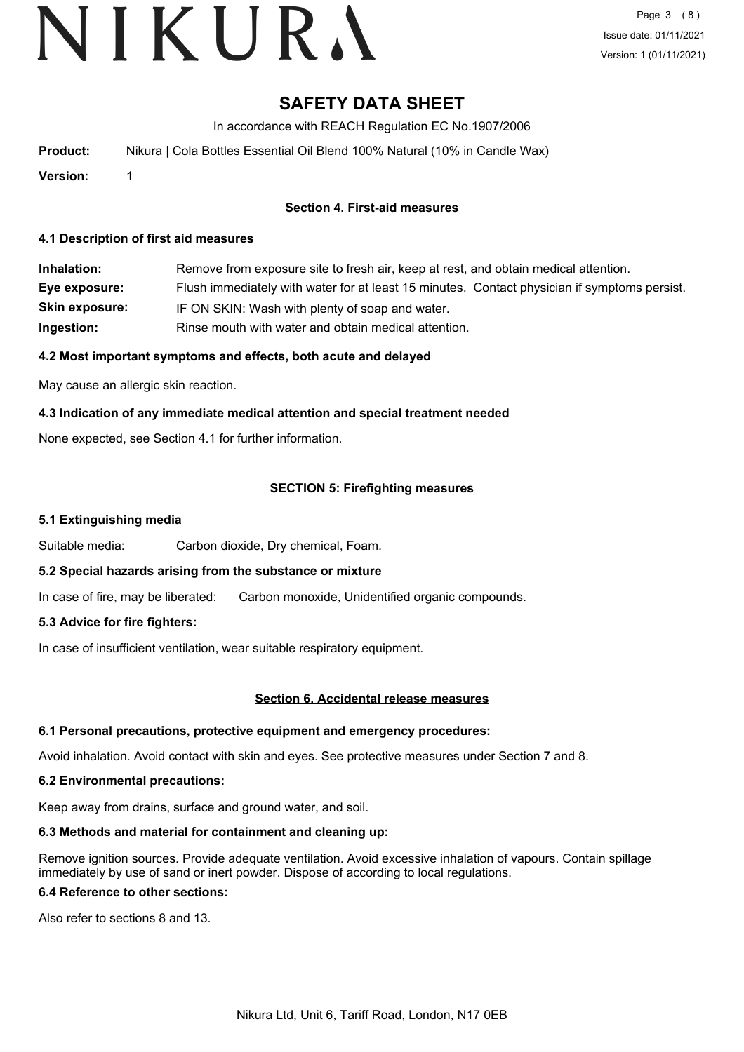# SAFETY DATA SHEET

In accordance with REACH Regulation EC No.1907/2006

**Product:** Nikura | Cola Bottles Essential Oil Blend 100% Natural (10% in Candle Wax)

**Version:** 1

## Section 4. First-aid measures

### 4.1 Description of first aid measures

**Inhalation:** Remove from exposure site to fresh air, keep at rest, and obtain medical attention.

**Eye exposure:** Flush immediately with water for at least 15 minutes. Contact physician if symptoms persist.

**Skin exposure:** IF ON SKIN: Wash with plenty of soap and water.

**Ingestion:** Rinse mouth with water and obtain medical attention.

### 4.2 Most important symptoms and effects, both acute and delayed

May cause an allergic skin reaction.

### 4.3 Indication of any immediate medical attention and special treatment needed

None expected, see Section 4.1 for further information.

## SECTION 5: Firefighting measures

### 5.1 Extinguishing media

Suitable media: Carbon dioxide, Dry chemical, Foam.

### 5.2 Special hazards arising from the substance or mixture

In case of fire, may be liberated: Carbon monoxide, Unidentified organic compounds.

### 5.3 Advice for fire fighters:

In case of insufficient ventilation, wear suitable respiratory equipment.

## Section 6. Accidental release measures

### 6.1 Personal precautions, protective equipment and emergency procedures:

Avoid inhalation. Avoid contact with skin and eyes. See protective measures under Section 7 and 8.

### 6.2 Environmental precautions:

Keep away from drains, surface and ground water, and soil.

### 6.3 Methods and material for containment and cleaning up:

Remove ignition sources. Provide adequate ventilation. Avoid excessive inhalation of vapours. Contain spillage immediately by use of sand or inert powder. Dispose of according to local regulations.

### 6.4 Reference to other sections:

Also refer to sections 8 and 13.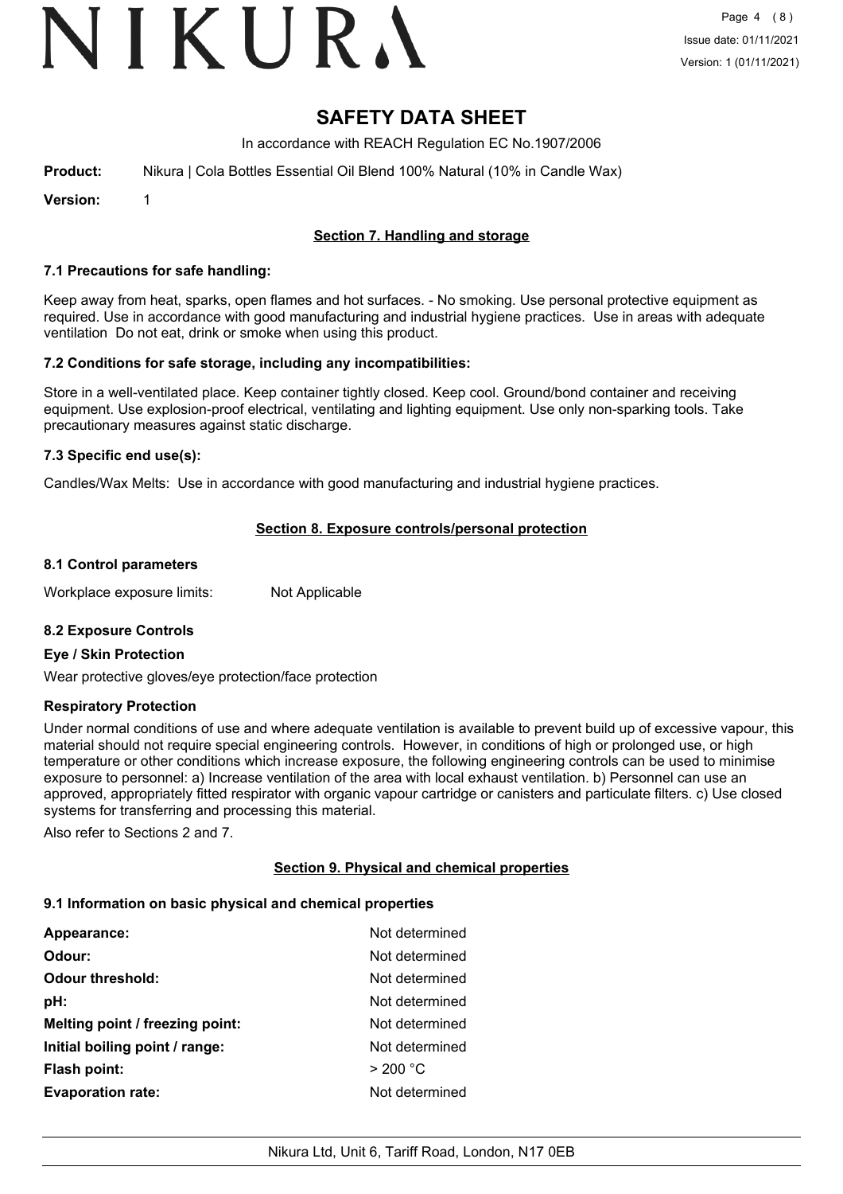# SAFETY DATA SHEET

In accordance with REACH Regulation EC No.1907/2006

**Product:** Nikura | Cola Bottles Essential Oil Blend 100% Natural (10% in Candle Wax)

**Version:** 1

## Section 7. Handling and storage

### 7.1 Precautions for safe handling:

Keep away from heat, sparks, open flames and hot surfaces. - No smoking. Use personal protective equipment as required. Use in accordance with good manufacturing and industrial hygiene practices. Use in areas with adequate ventilation Do not eat, drink or smoke when using this product.

### 7.2 Conditions for safe storage, including any incompatibilities:

Store in a well-ventilated place. Keep container tightly closed. Keep cool. Ground/bond container and receiving equipment. Use explosion-proof electrical, ventilating and lighting equipment. Use only non-sparking tools. Take precautionary measures against static discharge.

### 7.3 Specific end use(s):

Candles/Wax Melts: Use in accordance with good manufacturing and industrial hygiene practices.

## Section 8. Exposure controls/personal protection

### 8.1 Control parameters

Workplace exposure limits: Not Applicable

### 8.2 Exposure Controls

**Eye / Skin Protection**

Wear protective gloves/eye protection/face protection

**Respiratory Protection**

Under normal conditions of use and where adequate ventilation is available to prevent build up of excessive vapour, this material should not require special engineering controls. However, in conditions of high or prolonged use, or high temperature or other conditions which increase exposure, the following engineering controls can be used to minimise exposure to personnel: a) Increase ventilation of the area with local exhaust ventilation. b) Personnel can use an approved, appropriately fitted respirator with organic vapour cartridge or canisters and particulate filters. c) Use closed systems for transferring and processing this material.

Also refer to Sections 2 and 7.

## Section 9. Physical and chemical properties

### 9.1 Information on basic physical and chemical properties

| | |
|---|---|
| **Appearance:** | Not determined |
| **Odour:** | Not determined |
| **Odour threshold:** | Not determined |
| **pH:** | Not determined |
| **Melting point / freezing point:** | Not determined |
| **Initial boiling point / range:** | Not determined |
| **Flash point:** | > 200 °C |
| **Evaporation rate:** | Not determined |

Nikura Ltd, Unit 6, Tariff Road, London, N17 0EB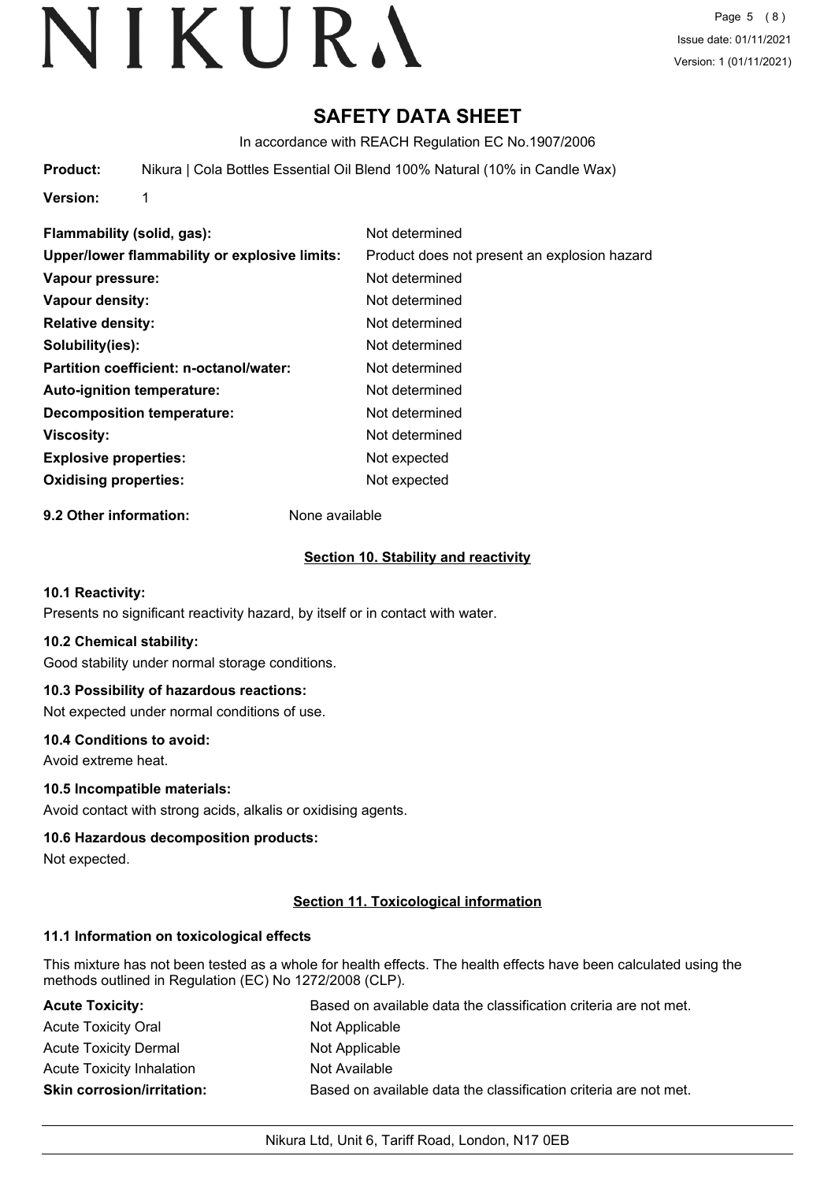# SAFETY DATA SHEET

In accordance with REACH Regulation EC No.1907/2006

**Product:** Nikura | Cola Bottles Essential Oil Blend 100% Natural (10% in Candle Wax)

**Version:** 1

| | |
|---|---|
| **Flammability (solid, gas):** | Not determined |
| **Upper/lower flammability or explosive limits:** | Product does not present an explosion hazard |
| **Vapour pressure:** | Not determined |
| **Vapour density:** | Not determined |
| **Relative density:** | Not determined |
| **Solubility(ies):** | Not determined |
| **Partition coefficient: n-octanol/water:** | Not determined |
| **Auto-ignition temperature:** | Not determined |
| **Decomposition temperature:** | Not determined |
| **Viscosity:** | Not determined |
| **Explosive properties:** | Not expected |
| **Oxidising properties:** | Not expected |

**9.2 Other information:** None available

## Section 10. Stability and reactivity

### 10.1 Reactivity:

Presents no significant reactivity hazard, by itself or in contact with water.

### 10.2 Chemical stability:

Good stability under normal storage conditions.

### 10.3 Possibility of hazardous reactions:

Not expected under normal conditions of use.

### 10.4 Conditions to avoid:

Avoid extreme heat.

### 10.5 Incompatible materials:

Avoid contact with strong acids, alkalis or oxidising agents.

### 10.6 Hazardous decomposition products:

Not expected.

## Section 11. Toxicological information

### 11.1 Information on toxicological effects

This mixture has not been tested as a whole for health effects. The health effects have been calculated using the methods outlined in Regulation (EC) No 1272/2008 (CLP).

| | |
|---|---|
| **Acute Toxicity:** | Based on available data the classification criteria are not met. |
| Acute Toxicity Oral | Not Applicable |
| Acute Toxicity Dermal | Not Applicable |
| Acute Toxicity Inhalation | Not Available |
| **Skin corrosion/irritation:** | Based on available data the classification criteria are not met. |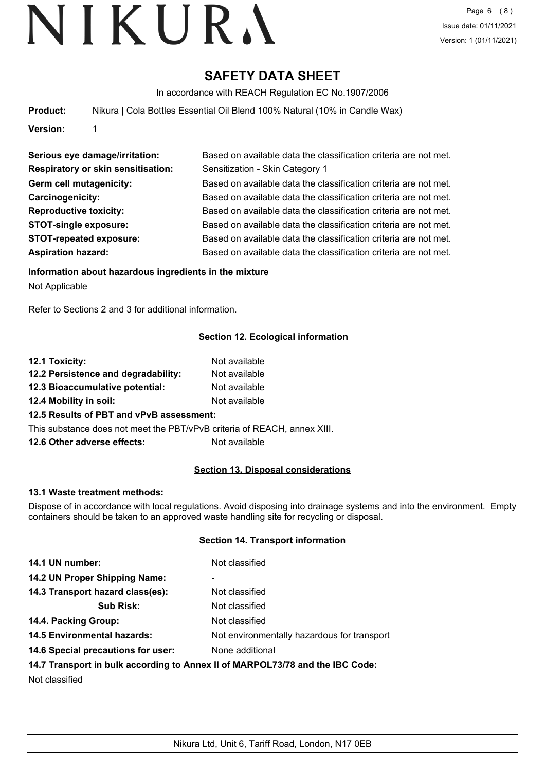# SAFETY DATA SHEET

In accordance with REACH Regulation EC No.1907/2006

**Product:** Nikura | Cola Bottles Essential Oil Blend 100% Natural (10% in Candle Wax)

**Version:** 1

| | |
|---|---|
| **Serious eye damage/irritation:** | Based on available data the classification criteria are not met. |
| **Respiratory or skin sensitisation:** | Sensitization - Skin Category 1 |
| **Germ cell mutagenicity:** | Based on available data the classification criteria are not met. |
| **Carcinogenicity:** | Based on available data the classification criteria are not met. |
| **Reproductive toxicity:** | Based on available data the classification criteria are not met. |
| **STOT-single exposure:** | Based on available data the classification criteria are not met. |
| **STOT-repeated exposure:** | Based on available data the classification criteria are not met. |
| **Aspiration hazard:** | Based on available data the classification criteria are not met. |

**Information about hazardous ingredients in the mixture**

Not Applicable

Refer to Sections 2 and 3 for additional information.

## Section 12. Ecological information

| | |
|---|---|
| **12.1 Toxicity:** | Not available |
| **12.2 Persistence and degradability:** | Not available |
| **12.3 Bioaccumulative potential:** | Not available |
| **12.4 Mobility in soil:** | Not available |

**12.5 Results of PBT and vPvB assessment:**

This substance does not meet the PBT/vPvB criteria of REACH, annex XIII.

**12.6 Other adverse effects:** Not available

## Section 13. Disposal considerations

**13.1 Waste treatment methods:**

Dispose of in accordance with local regulations. Avoid disposing into drainage systems and into the environment. Empty containers should be taken to an approved waste handling site for recycling or disposal.

## Section 14. Transport information

| | |
|---|---|
| **14.1 UN number:** | Not classified |
| **14.2 UN Proper Shipping Name:** | - |
| **14.3 Transport hazard class(es):** | Not classified |
| **Sub Risk:** | Not classified |
| **14.4. Packing Group:** | Not classified |
| **14.5 Environmental hazards:** | Not environmentally hazardous for transport |
| **14.6 Special precautions for user:** | None additional |

**14.7 Transport in bulk according to Annex II of MARPOL73/78 and the IBC Code:**

Not classified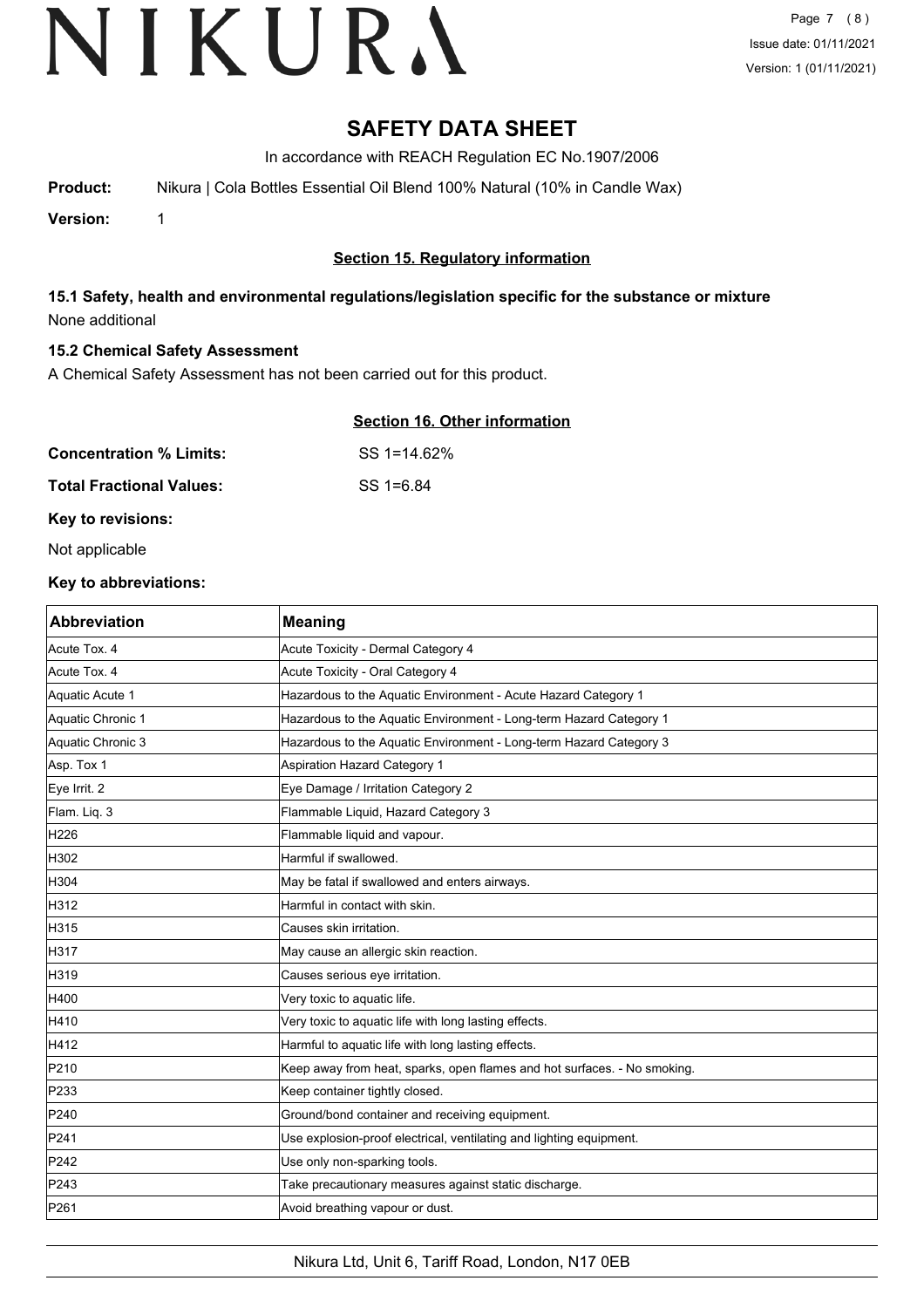# SAFETY DATA SHEET

In accordance with REACH Regulation EC No.1907/2006

**Product:** Nikura | Cola Bottles Essential Oil Blend 100% Natural (10% in Candle Wax)

**Version:** 1

## Section 15. Regulatory information

### 15.1 Safety, health and environmental regulations/legislation specific for the substance or mixture

None additional

### 15.2 Chemical Safety Assessment

A Chemical Safety Assessment has not been carried out for this product.

## Section 16. Other information

**Concentration % Limits:** SS 1=14.62%

**Total Fractional Values:** SS 1=6.84

**Key to revisions:**

Not applicable

**Key to abbreviations:**

| Abbreviation | Meaning |
|---|---|
| Acute Tox. 4 | Acute Toxicity - Dermal Category 4 |
| Acute Tox. 4 | Acute Toxicity - Oral Category 4 |
| Aquatic Acute 1 | Hazardous to the Aquatic Environment - Acute Hazard Category 1 |
| Aquatic Chronic 1 | Hazardous to the Aquatic Environment - Long-term Hazard Category 1 |
| Aquatic Chronic 3 | Hazardous to the Aquatic Environment - Long-term Hazard Category 3 |
| Asp. Tox 1 | Aspiration Hazard Category 1 |
| Eye Irrit. 2 | Eye Damage / Irritation Category 2 |
| Flam. Liq. 3 | Flammable Liquid, Hazard Category 3 |
| H226 | Flammable liquid and vapour. |
| H302 | Harmful if swallowed. |
| H304 | May be fatal if swallowed and enters airways. |
| H312 | Harmful in contact with skin. |
| H315 | Causes skin irritation. |
| H317 | May cause an allergic skin reaction. |
| H319 | Causes serious eye irritation. |
| H400 | Very toxic to aquatic life. |
| H410 | Very toxic to aquatic life with long lasting effects. |
| H412 | Harmful to aquatic life with long lasting effects. |
| P210 | Keep away from heat, sparks, open flames and hot surfaces. - No smoking. |
| P233 | Keep container tightly closed. |
| P240 | Ground/bond container and receiving equipment. |
| P241 | Use explosion-proof electrical, ventilating and lighting equipment. |
| P242 | Use only non-sparking tools. |
| P243 | Take precautionary measures against static discharge. |
| P261 | Avoid breathing vapour or dust. |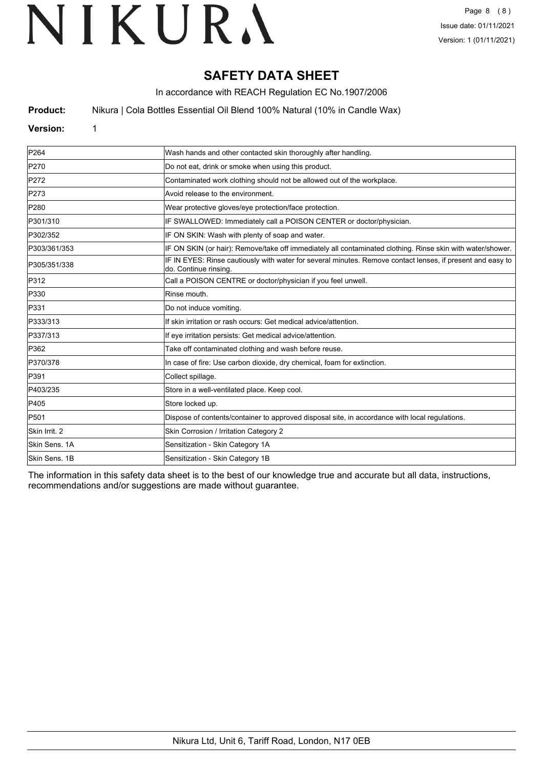# SAFETY DATA SHEET

In accordance with REACH Regulation EC No.1907/2006

**Product:** Nikura | Cola Bottles Essential Oil Blend 100% Natural (10% in Candle Wax)

**Version:** 1

| | |
|---|---|
| P264 | Wash hands and other contacted skin thoroughly after handling. |
| P270 | Do not eat, drink or smoke when using this product. |
| P272 | Contaminated work clothing should not be allowed out of the workplace. |
| P273 | Avoid release to the environment. |
| P280 | Wear protective gloves/eye protection/face protection. |
| P301/310 | IF SWALLOWED: Immediately call a POISON CENTER or doctor/physician. |
| P302/352 | IF ON SKIN: Wash with plenty of soap and water. |
| P303/361/353 | IF ON SKIN (or hair): Remove/take off immediately all contaminated clothing. Rinse skin with water/shower. |
| P305/351/338 | IF IN EYES: Rinse cautiously with water for several minutes. Remove contact lenses, if present and easy to do. Continue rinsing. |
| P312 | Call a POISON CENTRE or doctor/physician if you feel unwell. |
| P330 | Rinse mouth. |
| P331 | Do not induce vomiting. |
| P333/313 | If skin irritation or rash occurs: Get medical advice/attention. |
| P337/313 | If eye irritation persists: Get medical advice/attention. |
| P362 | Take off contaminated clothing and wash before reuse. |
| P370/378 | In case of fire: Use carbon dioxide, dry chemical, foam for extinction. |
| P391 | Collect spillage. |
| P403/235 | Store in a well-ventilated place. Keep cool. |
| P405 | Store locked up. |
| P501 | Dispose of contents/container to approved disposal site, in accordance with local regulations. |
| Skin Irrit. 2 | Skin Corrosion / Irritation Category 2 |
| Skin Sens. 1A | Sensitization - Skin Category 1A |
| Skin Sens. 1B | Sensitization - Skin Category 1B |

The information in this safety data sheet is to the best of our knowledge true and accurate but all data, instructions, recommendations and/or suggestions are made without guarantee.